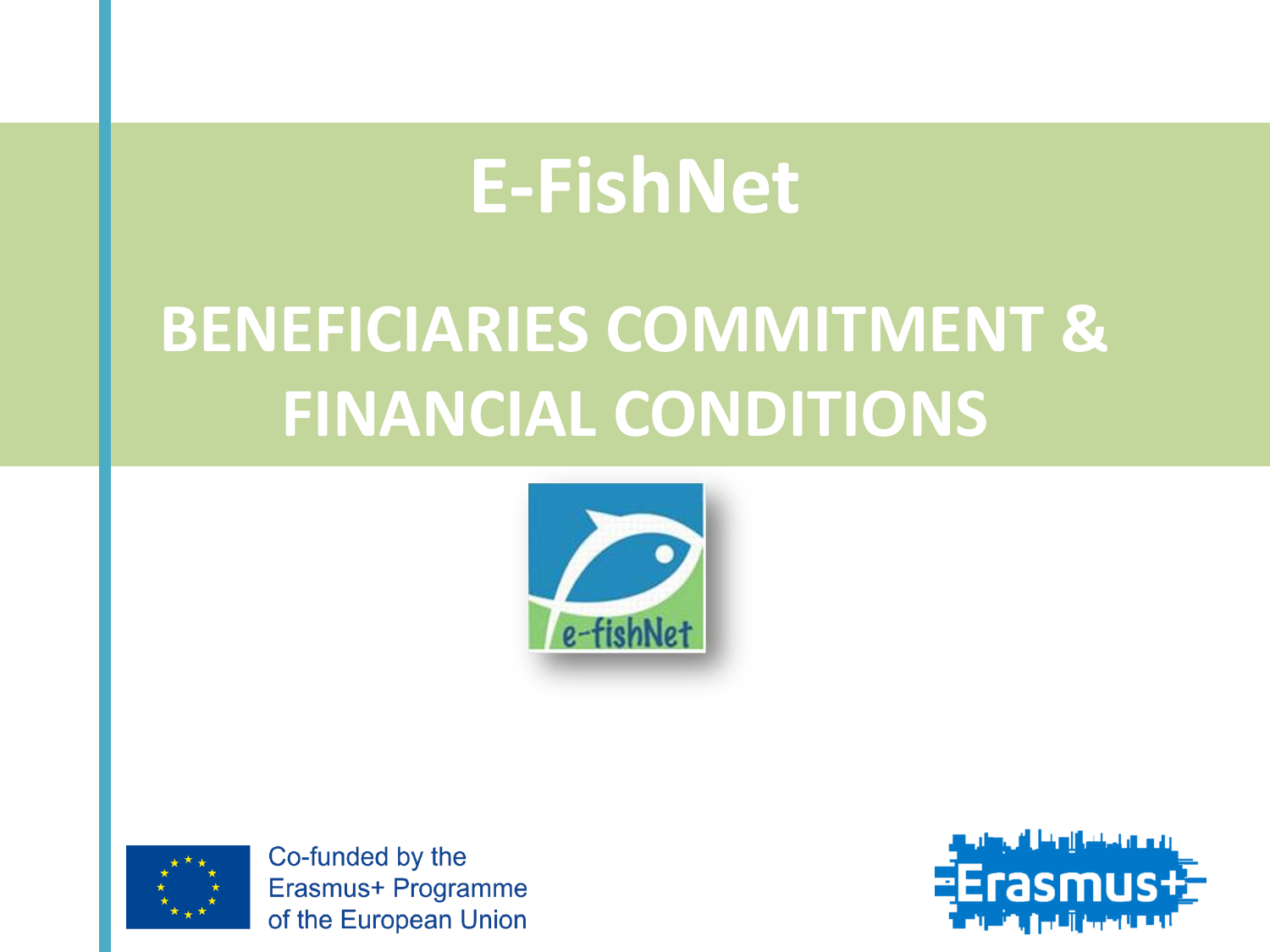# E-FishNet

## BENEFICIARIES COMMITMENT & FINANCIAL CONDITIONS

e-fishNet

Co-funded by the Erasmus+ Programme of the European Union

Erasmus+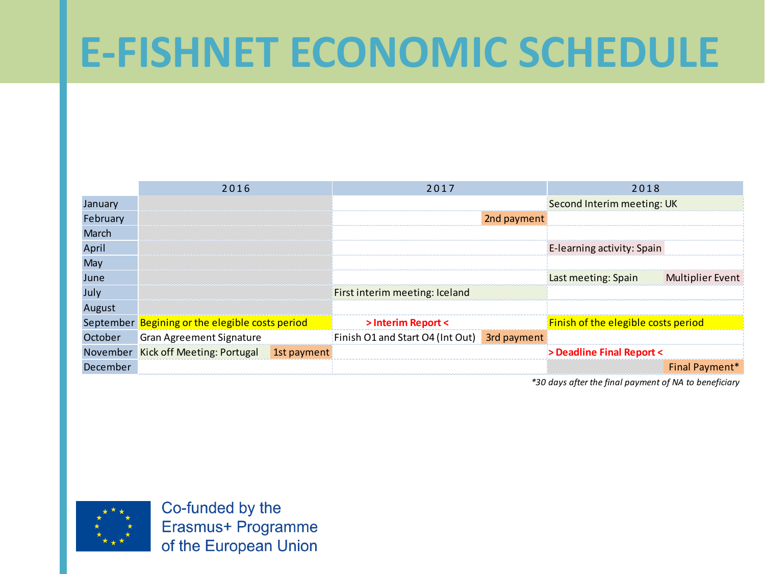# E-FISHNET ECONOMIC SCHEDULE

| | 2016 | 2017 | 2018 |
|---|---|---|---|
| January | | | Second Interim meeting: UK |
| February | | 2nd payment | |
| March | | | |
| April | | | E-learning activity: Spain |
| May | | | |
| June | | | Last meeting: Spain / Multiplier Event |
| July | | First interim meeting: Iceland | |
| August | | | |
| September | Begining or the elegible costs period | **> Interim Report <** | Finish of the elegible costs period |
| October | Gran Agreement Signature | Finish O1 and Start O4 (Int Out) / 3rd payment | |
| November | Kick off Meeting: Portugal / 1st payment | | **> Deadline Final Report <** |
| December | | | Final Payment* |

*\*30 days after the final payment of NA to beneficiary*

Co-funded by the
Erasmus+ Programme
of the European Union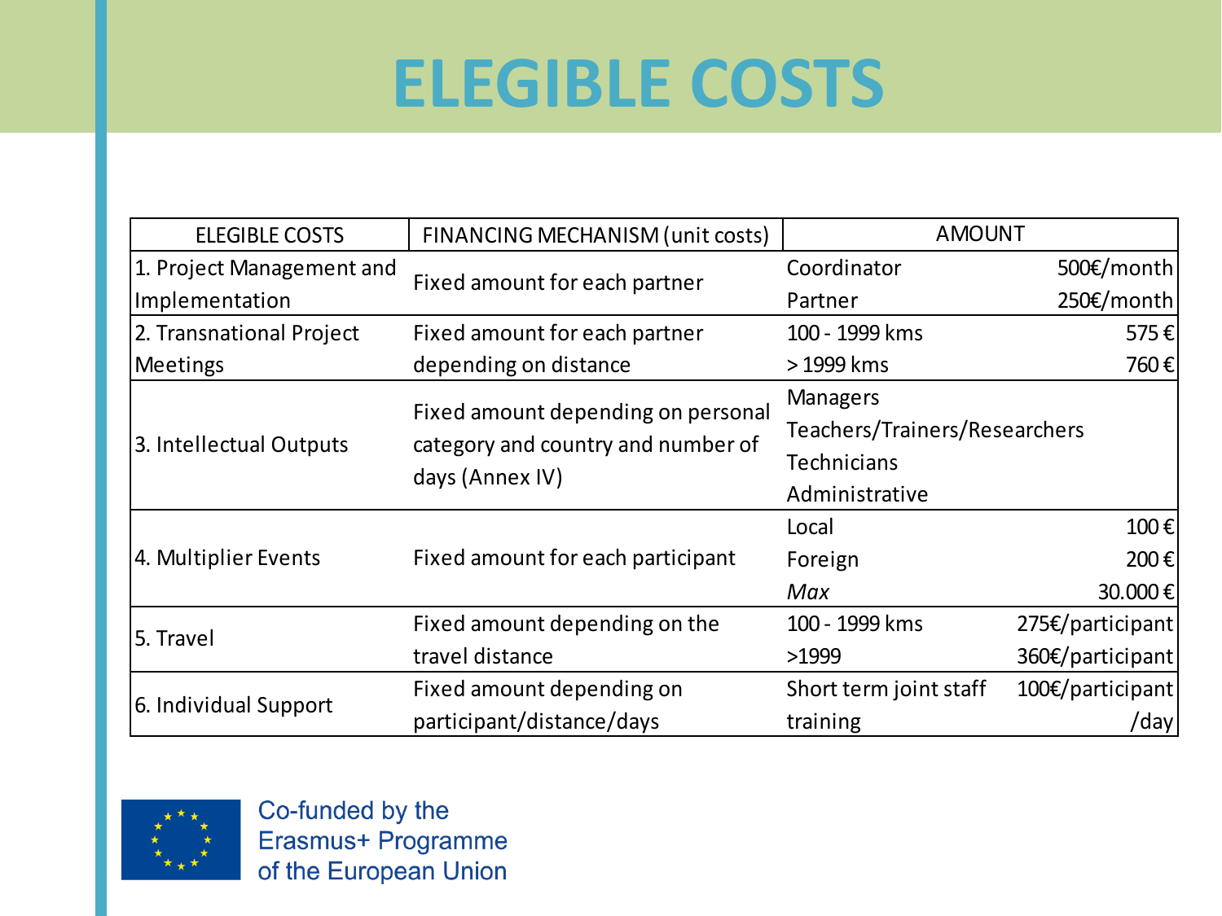# ELEGIBLE COSTS

| ELEGIBLE COSTS | FINANCING MECHANISM (unit costs) | AMOUNT | |
|---|---|---|---|
| 1. Project Management and Implementation | Fixed amount for each partner | Coordinator | 500€/month |
| | | Partner | 250€/month |
| 2. Transnational Project Meetings | Fixed amount for each partner depending on distance | 100 - 1999 kms | 575 € |
| | | > 1999 kms | 760 € |
| 3. Intellectual Outputs | Fixed amount depending on personal category and country and number of days (Annex IV) | Managers | |
| | | Teachers/Trainers/Researchers | |
| | | Technicians | |
| | | Administrative | |
| 4. Multiplier Events | Fixed amount for each participant | Local | 100 € |
| | | Foreign | 200 € |
| | | *Max* | 30.000 € |
| 5. Travel | Fixed amount depending on the travel distance | 100 - 1999 kms | 275€/participant |
| | | >1999 | 360€/participant |
| 6. Individual Support | Fixed amount depending on participant/distance/days | Short term joint staff training | 100€/participant /day |

Co-funded by the Erasmus+ Programme of the European Union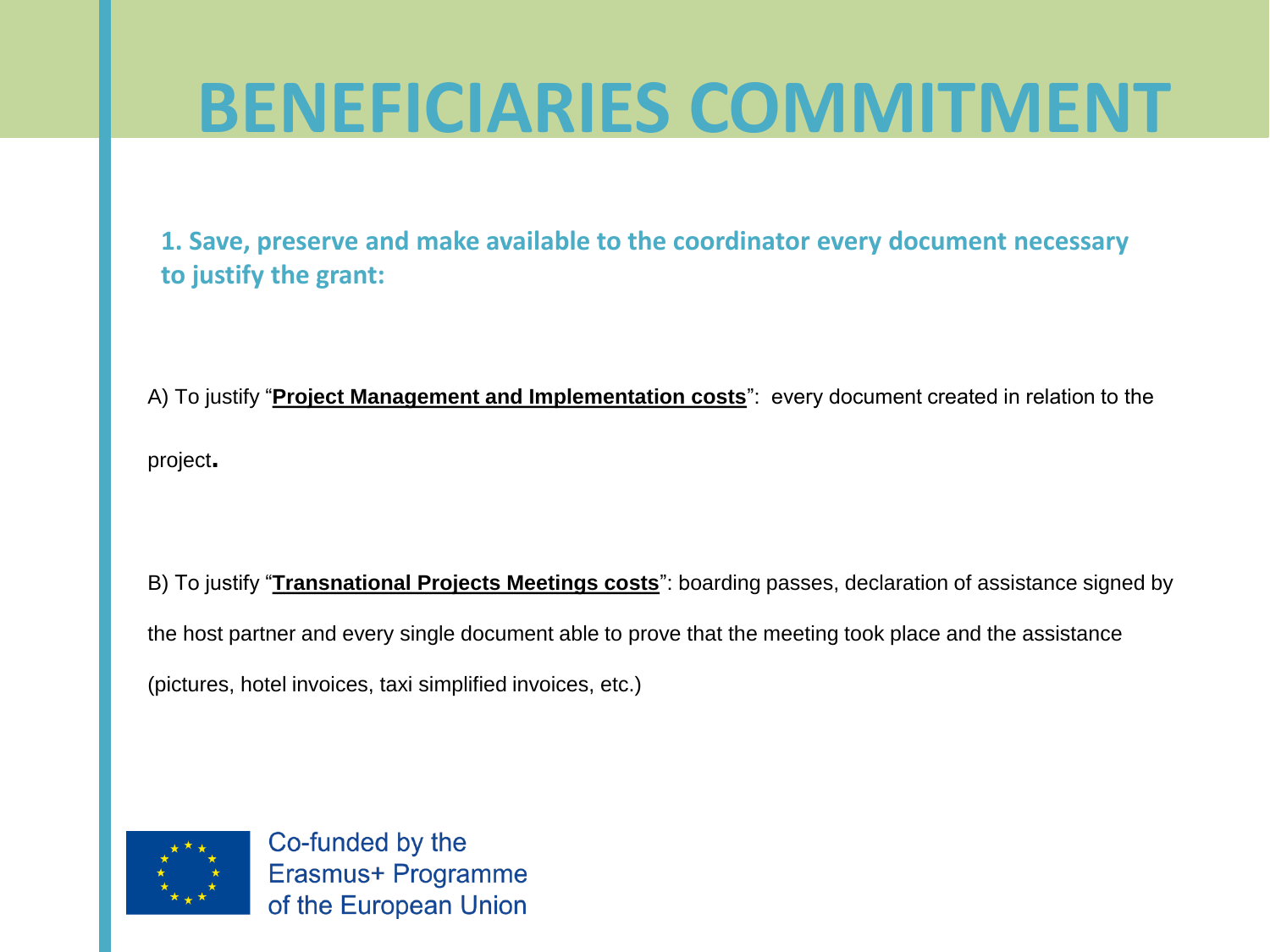# BENEFICIARIES COMMITMENT

**1. Save, preserve and make available to the coordinator every document necessary to justify the grant:**

A) To justify "**Project Management and Implementation costs**": every document created in relation to the project.

B) To justify "**Transnational Projects Meetings costs**": boarding passes, declaration of assistance signed by the host partner and every single document able to prove that the meeting took place and the assistance (pictures, hotel invoices, taxi simplified invoices, etc.)

Co-funded by the Erasmus+ Programme of the European Union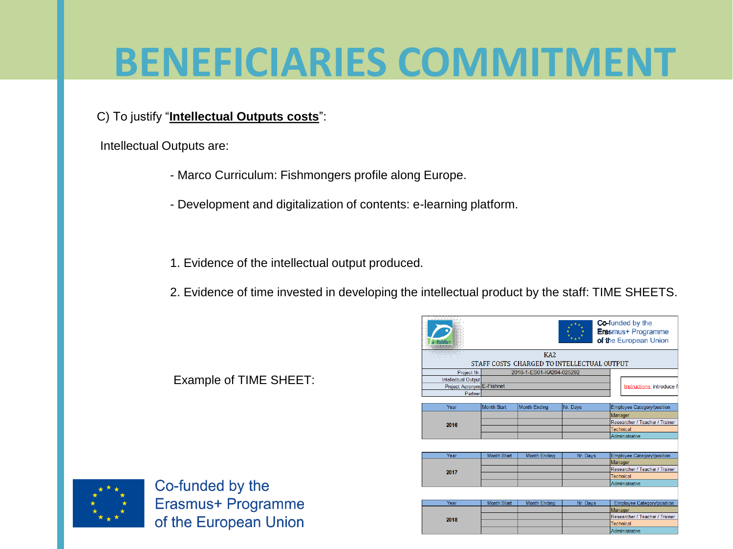# BENEFICIARIES COMMITMENT

C) To justify "**Intellectual Outputs costs**":

Intellectual Outputs are:

- Marco Curriculum: Fishmongers profile along Europe.
- Development and digitalization of contents: e-learning platform.

1. Evidence of the intellectual output produced.
2. Evidence of time invested in developing the intellectual product by the staff: TIME SHEETS.

Example of TIME SHEET:

Co-funded by the Erasmus+ Programme of the European Union

KA2

STAFF COSTS CHARGED TO INTELLECTUAL OUTPUT

| | |
|---|---|
| Project Nr. | 2016-1-ES01-KA204-025292 |
| Intellectual Output | |
| Project Acronym | E-Fishnet |
| Partner | |

Instructions: introduce

| Year | Month Start | Month Ending | Nr. Days | Employee Category/position |
|---|---|---|---|---|
| 2016 | | | | Manager |
| | | | | Researcher / Teacher / Trainer |
| | | | | Technical |
| | | | | Administrative |

| Year | Month Start | Month Ending | Nr. Days | Employee Category/position |
|---|---|---|---|---|
| 2017 | | | | Manager |
| | | | | Researcher / Teacher / Trainer |
| | | | | Technical |
| | | | | Administrative |

| Year | Month Start | Month Ending | Nr. Days | Employee Category/position |
|---|---|---|---|---|
| 2018 | | | | Manager |
| | | | | Researcher / Teacher / Trainer |
| | | | | Technical |
| | | | | Administrative |

Co-funded by the Erasmus+ Programme of the European Union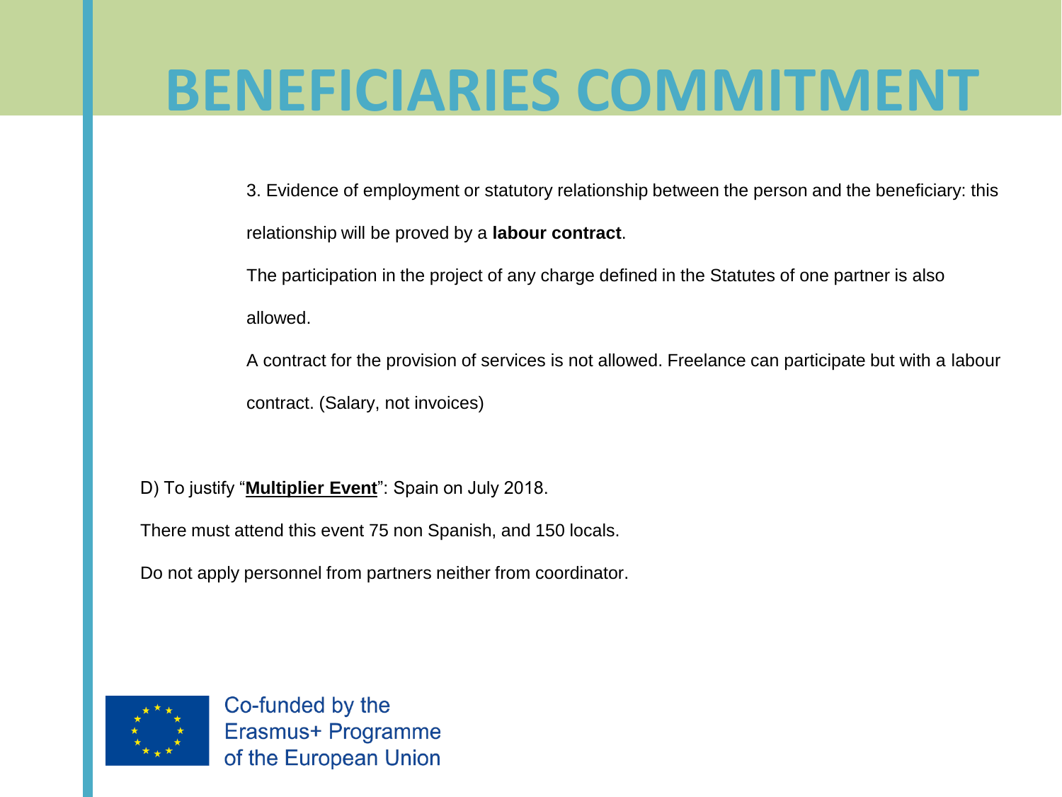# BENEFICIARIES COMMITMENT

3. Evidence of employment or statutory relationship between the person and the beneficiary: this relationship will be proved by a **labour contract**.

The participation in the project of any charge defined in the Statutes of one partner is also allowed.

A contract for the provision of services is not allowed. Freelance can participate but with a labour contract. (Salary, not invoices)

D) To justify "**Multiplier Event**": Spain on July 2018.

There must attend this event 75 non Spanish, and 150 locals.

Do not apply personnel from partners neither from coordinator.

Co-funded by the Erasmus+ Programme of the European Union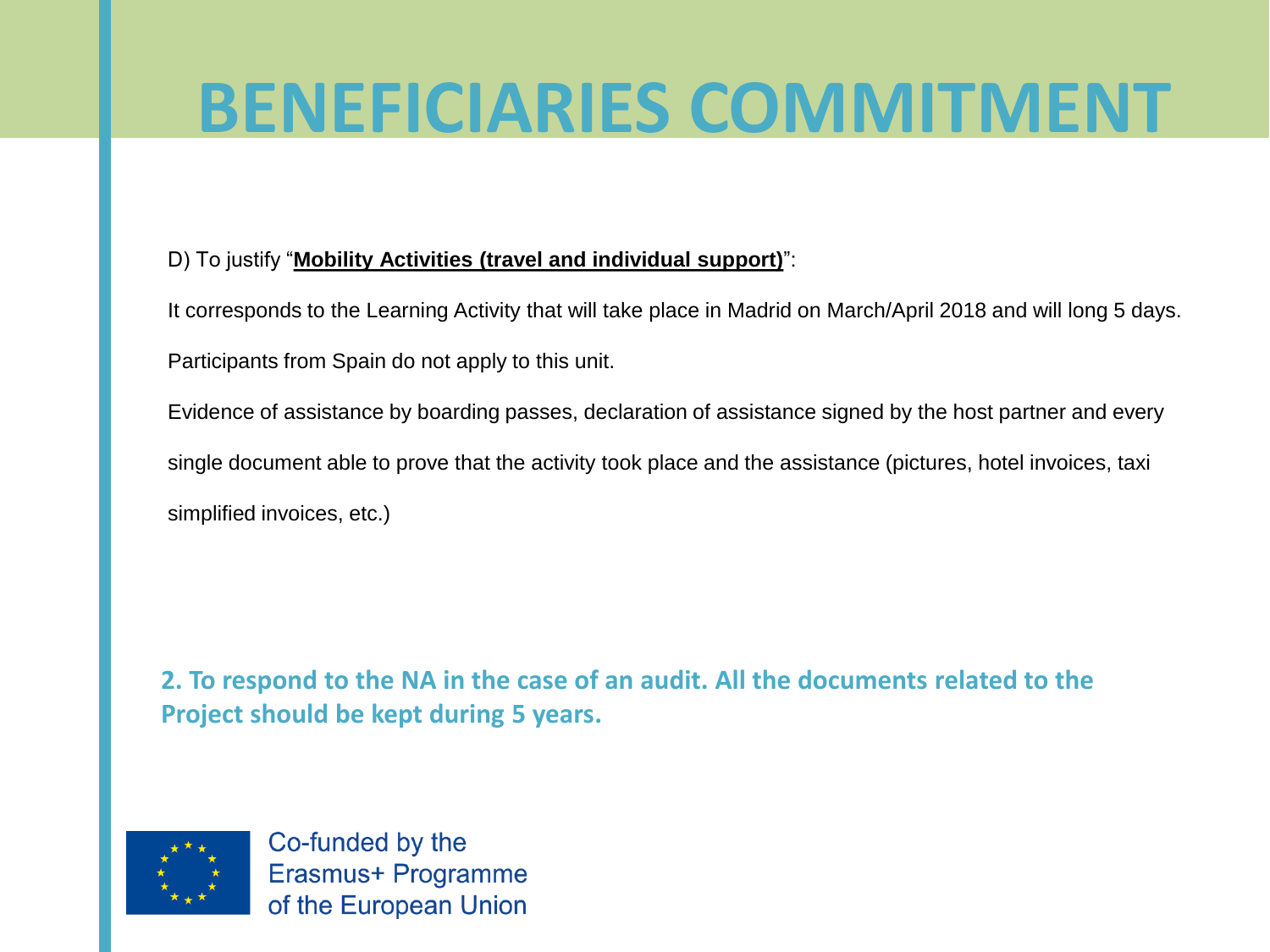# BENEFICIARIES COMMITMENT

D) To justify "**Mobility Activities (travel and individual support)**":

It corresponds to the Learning Activity that will take place in Madrid on March/April 2018 and will long 5 days.

Participants from Spain do not apply to this unit.

Evidence of assistance by boarding passes, declaration of assistance signed by the host partner and every single document able to prove that the activity took place and the assistance (pictures, hotel invoices, taxi simplified invoices, etc.)

**2. To respond to the NA in the case of an audit. All the documents related to the Project should be kept during 5 years.**

Co-funded by the Erasmus+ Programme of the European Union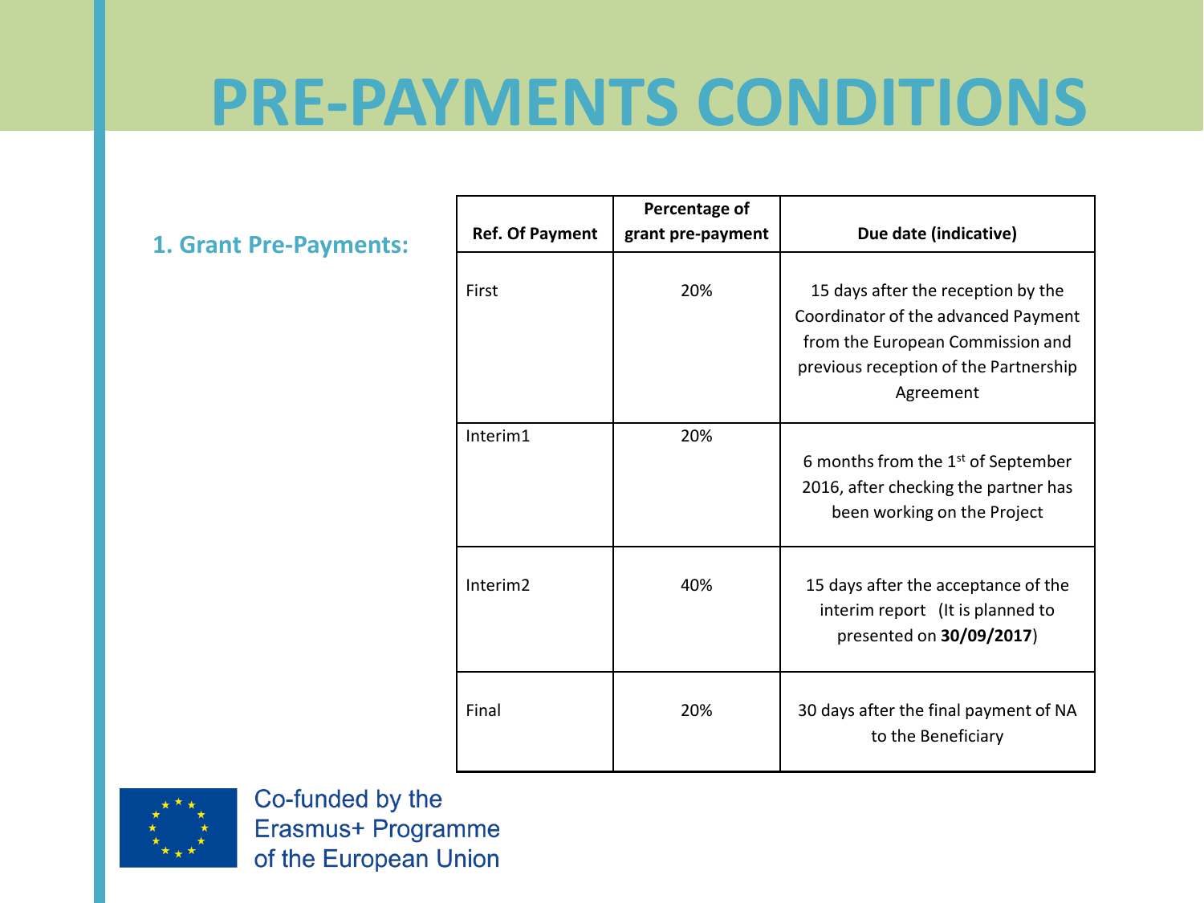# PRE-PAYMENTS CONDITIONS

### 1. Grant Pre-Payments:

| Ref. Of Payment | Percentage of grant pre-payment | Due date (indicative) |
| --- | --- | --- |
| First | 20% | 15 days after the reception by the Coordinator of the advanced Payment from the European Commission and previous reception of the Partnership Agreement |
| Interim1 | 20% | 6 months from the 1st of September 2016, after checking the partner has been working on the Project |
| Interim2 | 40% | 15 days after the acceptance of the interim report (It is planned to presented on **30/09/2017**) |
| Final | 20% | 30 days after the final payment of NA to the Beneficiary |

Co-funded by the Erasmus+ Programme of the European Union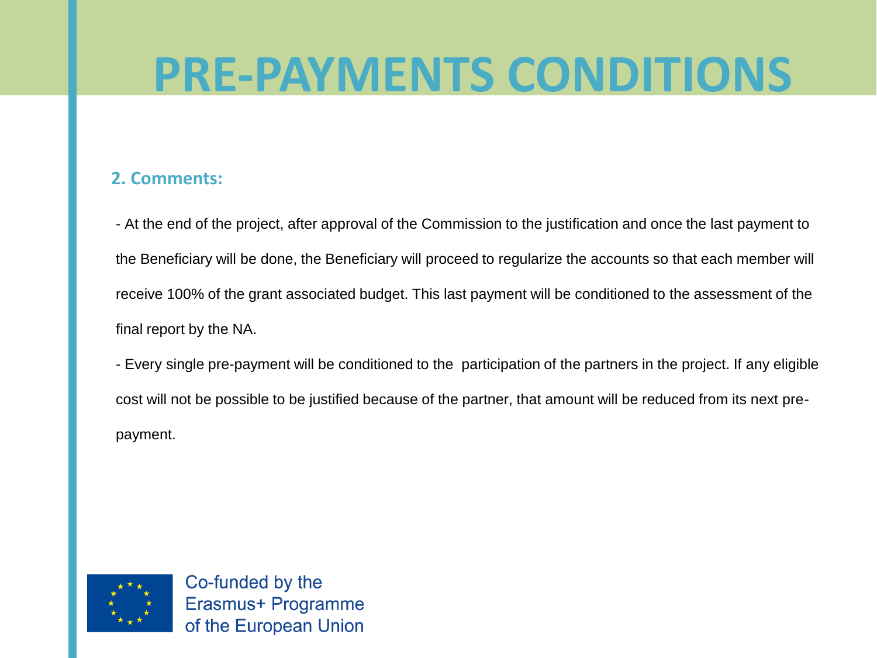# PRE-PAYMENTS CONDITIONS

## 2. Comments:

- At the end of the project, after approval of the Commission to the justification and once the last payment to the Beneficiary will be done, the Beneficiary will proceed to regularize the accounts so that each member will receive 100% of the grant associated budget. This last payment will be conditioned to the assessment of the final report by the NA.
- Every single pre-payment will be conditioned to the participation of the partners in the project. If any eligible cost will not be possible to be justified because of the partner, that amount will be reduced from its next pre-payment.

Co-funded by the Erasmus+ Programme of the European Union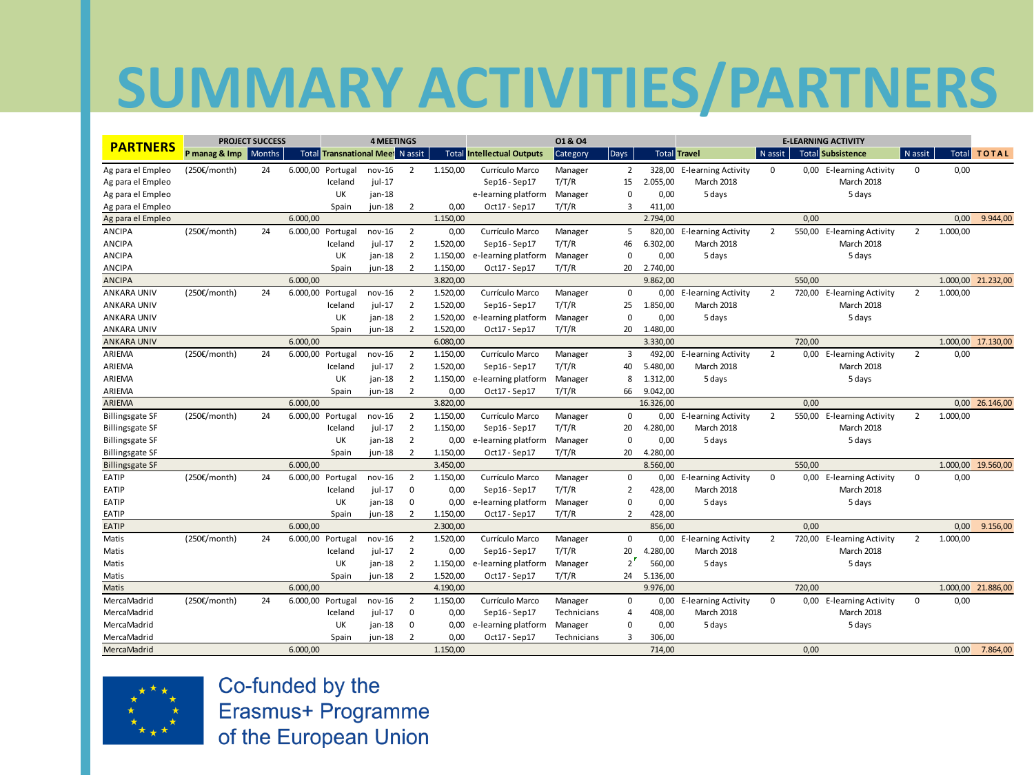# SUMMARY ACTIVITIES/PARTNERS

| PARTNERS | PROJECT SUCCESS | | | 4 MEETINGS | | | | O1 & O4 | | | | E-LEARNING ACTIVITY | | | | | | |
|---|---|---|---|---|---|---|---|---|---|---|---|---|---|---|---|---|---|---|
| | P manag & Imp | Months | Total | Transnational Meet | | N assit | Total | Intellectual Outputs | Category | Days | Total | Travel | N assit | Total | Subsistence | N assit | Total | TOTAL |
| Ag para el Empleo | (250€/month) | 24 | 6.000,00 | Portugal | nov-16 | 2 | 1.150,00 | Currículo Marco | Manager | 2 | 328,00 | E-learning Activity | 0 | 0,00 | E-learning Activity | 0 | 0,00 | |
| Ag para el Empleo | | | | Iceland | jul-17 | | | Sep16 - Sep17 | T/T/R | 15 | 2.055,00 | March 2018 | | | March 2018 | | | |
| Ag para el Empleo | | | | UK | jan-18 | | | e-learning platform | Manager | 0 | 0,00 | 5 days | | | 5 days | | | |
| Ag para el Empleo | | | | Spain | jun-18 | 2 | 0,00 | Oct17 - Sep17 | T/T/R | 3 | 411,00 | | | | | | | |
| Ag para el Empleo | | | 6.000,00 | | | | 1.150,00 | | | | 2.794,00 | | | 0,00 | | | 0,00 | 9.944,00 |
| ANCIPA | (250€/month) | 24 | 6.000,00 | Portugal | nov-16 | 2 | 0,00 | Currículo Marco | Manager | 5 | 820,00 | E-learning Activity | 2 | 550,00 | E-learning Activity | 2 | 1.000,00 | |
| ANCIPA | | | | Iceland | jul-17 | 2 | 1.520,00 | Sep16 - Sep17 | T/T/R | 46 | 6.302,00 | March 2018 | | | March 2018 | | | |
| ANCIPA | | | | UK | jan-18 | 2 | 1.150,00 | e-learning platform | Manager | 0 | 0,00 | 5 days | | | 5 days | | | |
| ANCIPA | | | | Spain | jun-18 | 2 | 1.150,00 | Oct17 - Sep17 | T/T/R | 20 | 2.740,00 | | | | | | | |
| ANCIPA | | | 6.000,00 | | | | 3.820,00 | | | | 9.862,00 | | | 550,00 | | | 1.000,00 | 21.232,00 |
| ANKARA UNIV | (250€/month) | 24 | 6.000,00 | Portugal | nov-16 | 2 | 1.520,00 | Currículo Marco | Manager | 0 | 0,00 | E-learning Activity | 2 | 720,00 | E-learning Activity | 2 | 1.000,00 | |
| ANKARA UNIV | | | | Iceland | jul-17 | 2 | 1.520,00 | Sep16 - Sep17 | T/T/R | 25 | 1.850,00 | March 2018 | | | March 2018 | | | |
| ANKARA UNIV | | | | UK | jan-18 | 2 | 1.520,00 | e-learning platform | Manager | 0 | 0,00 | 5 days | | | 5 days | | | |
| ANKARA UNIV | | | | Spain | jun-18 | 2 | 1.520,00 | Oct17 - Sep17 | T/T/R | 20 | 1.480,00 | | | | | | | |
| ANKARA UNIV | | | 6.000,00 | | | | 6.080,00 | | | | 3.330,00 | | | 720,00 | | | 1.000,00 | 17.130,00 |
| ARIEMA | (250€/month) | 24 | 6.000,00 | Portugal | nov-16 | 2 | 1.150,00 | Currículo Marco | Manager | 3 | 492,00 | E-learning Activity | 2 | 0,00 | E-learning Activity | 2 | 0,00 | |
| ARIEMA | | | | Iceland | jul-17 | 2 | 1.520,00 | Sep16 - Sep17 | T/T/R | 40 | 5.480,00 | March 2018 | | | March 2018 | | | |
| ARIEMA | | | | UK | jan-18 | 2 | 1.150,00 | e-learning platform | Manager | 8 | 1.312,00 | 5 days | | | 5 days | | | |
| ARIEMA | | | | Spain | jun-18 | 2 | 0,00 | Oct17 - Sep17 | T/T/R | 66 | 9.042,00 | | | | | | | |
| ARIEMA | | | 6.000,00 | | | | 3.820,00 | | | | 16.326,00 | | | 0,00 | | | 0,00 | 26.146,00 |
| Billingsgate SF | (250€/month) | 24 | 6.000,00 | Portugal | nov-16 | 2 | 1.150,00 | Currículo Marco | Manager | 0 | 0,00 | E-learning Activity | 2 | 550,00 | E-learning Activity | 2 | 1.000,00 | |
| Billingsgate SF | | | | Iceland | jul-17 | 2 | 1.150,00 | Sep16 - Sep17 | T/T/R | 20 | 4.280,00 | March 2018 | | | March 2018 | | | |
| Billingsgate SF | | | | UK | jan-18 | 2 | 0,00 | e-learning platform | Manager | 0 | 0,00 | 5 days | | | 5 days | | | |
| Billingsgate SF | | | | Spain | jun-18 | 2 | 1.150,00 | Oct17 - Sep17 | T/T/R | 20 | 4.280,00 | | | | | | | |
| Billingsgate SF | | | 6.000,00 | | | | 3.450,00 | | | | 8.560,00 | | | 550,00 | | | 1.000,00 | 19.560,00 |
| EATIP | (250€/month) | 24 | 6.000,00 | Portugal | nov-16 | 2 | 1.150,00 | Currículo Marco | Manager | 0 | 0,00 | E-learning Activity | 0 | 0,00 | E-learning Activity | 0 | 0,00 | |
| EATIP | | | | Iceland | jul-17 | 0 | 0,00 | Sep16 - Sep17 | T/T/R | 2 | 428,00 | March 2018 | | | March 2018 | | | |
| EATIP | | | | UK | jan-18 | 0 | 0,00 | e-learning platform | Manager | 0 | 0,00 | 5 days | | | 5 days | | | |
| EATIP | | | | Spain | jun-18 | 2 | 1.150,00 | Oct17 - Sep17 | T/T/R | 2 | 428,00 | | | | | | | |
| EATIP | | | 6.000,00 | | | | 2.300,00 | | | | 856,00 | | | 0,00 | | | 0,00 | 9.156,00 |
| Matis | (250€/month) | 24 | 6.000,00 | Portugal | nov-16 | 2 | 1.520,00 | Currículo Marco | Manager | 0 | 0,00 | E-learning Activity | 2 | 720,00 | E-learning Activity | 2 | 1.000,00 | |
| Matis | | | | Iceland | jul-17 | 2 | 0,00 | Sep16 - Sep17 | T/T/R | 20 | 4.280,00 | March 2018 | | | March 2018 | | | |
| Matis | | | | UK | jan-18 | 2 | 1.150,00 | e-learning platform | Manager | 2 | 560,00 | 5 days | | | 5 days | | | |
| Matis | | | | Spain | jun-18 | 2 | 1.520,00 | Oct17 - Sep17 | T/T/R | 24 | 5.136,00 | | | | | | | |
| Matis | | | 6.000,00 | | | | 4.190,00 | | | | 9.976,00 | | | 720,00 | | | 1.000,00 | 21.886,00 |
| MercaMadrid | (250€/month) | 24 | 6.000,00 | Portugal | nov-16 | 2 | 1.150,00 | Currículo Marco | Manager | 0 | 0,00 | E-learning Activity | 0 | 0,00 | E-learning Activity | 0 | 0,00 | |
| MercaMadrid | | | | Iceland | jul-17 | 0 | 0,00 | Sep16 - Sep17 | Technicians | 4 | 408,00 | March 2018 | | | March 2018 | | | |
| MercaMadrid | | | | UK | jan-18 | 0 | 0,00 | e-learning platform | Manager | 0 | 0,00 | 5 days | | | 5 days | | | |
| MercaMadrid | | | | Spain | jun-18 | 2 | 0,00 | Oct17 - Sep17 | Technicians | 3 | 306,00 | | | | | | | |
| MercaMadrid | | | 6.000,00 | | | | 1.150,00 | | | | 714,00 | | | 0,00 | | | 0,00 | 7.864,00 |

Co-funded by the Erasmus+ Programme of the European Union